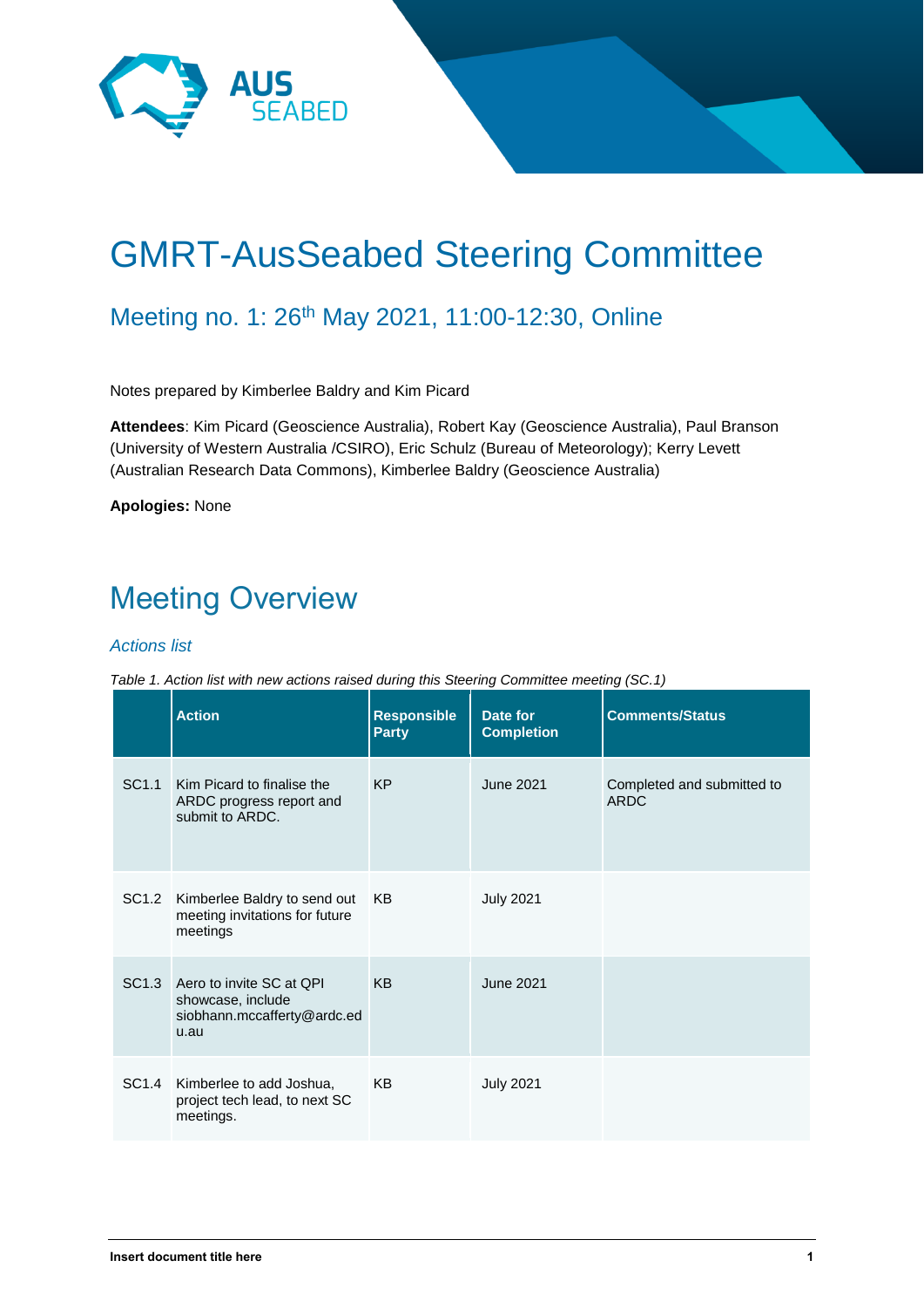# GMRT-AusSeabed Steering Committee

## Meeting no. 1: 26th May 2021, 11:00-12:30, Online

Notes prepared by Kimberlee Baldry and Kim Picard

**Attendees**: Kim Picard (Geoscience Australia), Robert Kay (Geoscience Australia), Paul Branson (University of Western Australia /CSIRO), Eric Schulz (Bureau of Meteorology); Kerry Levett (Australian Research Data Commons), Kimberlee Baldry (Geoscience Australia)

**Apologies:** None

# Meeting Overview

### *Actions list*

*Table 1. Action list with new actions raised during this Steering Committee meeting (SC.1)*

| | Action | Responsible Party | Date for Completion | Comments/Status |
|---|---|---|---|---|
| SC1.1 | Kim Picard to finalise the ARDC progress report and submit to ARDC. | KP | June 2021 | Completed and submitted to ARDC |
| SC1.2 | Kimberlee Baldry to send out meeting invitations for future meetings | KB | July 2021 | |
| SC1.3 | Aero to invite SC at QPI showcase, include siobhann.mccafferty@ardc.edu.au | KB | June 2021 | |
| SC1.4 | Kimberlee to add Joshua, project tech lead, to next SC meetings. | KB | July 2021 | |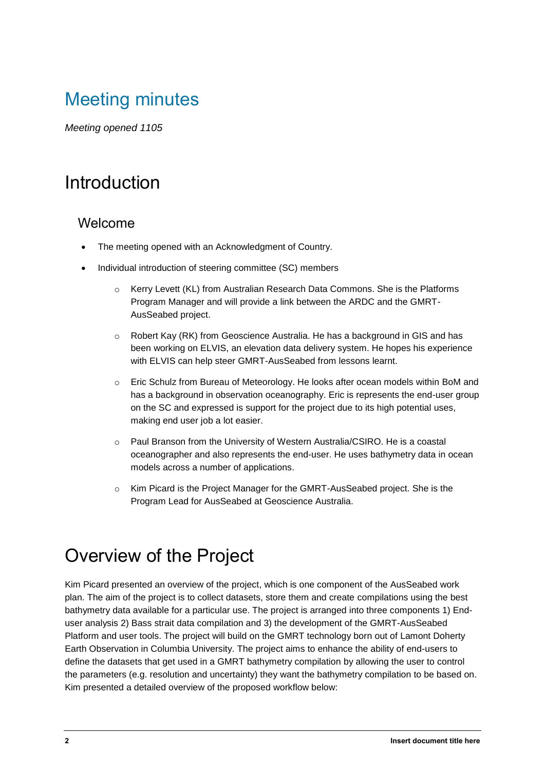# Meeting minutes

*Meeting opened 1105*

# Introduction

## Welcome

- The meeting opened with an Acknowledgment of Country.
- Individual introduction of steering committee (SC) members
    - Kerry Levett (KL) from Australian Research Data Commons. She is the Platforms Program Manager and will provide a link between the ARDC and the GMRT-AusSeabed project.
    - Robert Kay (RK) from Geoscience Australia. He has a background in GIS and has been working on ELVIS, an elevation data delivery system. He hopes his experience with ELVIS can help steer GMRT-AusSeabed from lessons learnt.
    - Eric Schulz from Bureau of Meteorology. He looks after ocean models within BoM and has a background in observation oceanography. Eric is represents the end-user group on the SC and expressed is support for the project due to its high potential uses, making end user job a lot easier.
    - Paul Branson from the University of Western Australia/CSIRO. He is a coastal oceanographer and also represents the end-user. He uses bathymetry data in ocean models across a number of applications.
    - Kim Picard is the Project Manager for the GMRT-AusSeabed project. She is the Program Lead for AusSeabed at Geoscience Australia.

# Overview of the Project

Kim Picard presented an overview of the project, which is one component of the AusSeabed work plan. The aim of the project is to collect datasets, store them and create compilations using the best bathymetry data available for a particular use. The project is arranged into three components 1) End-user analysis 2) Bass strait data compilation and 3) the development of the GMRT-AusSeabed Platform and user tools. The project will build on the GMRT technology born out of Lamont Doherty Earth Observation in Columbia University. The project aims to enhance the ability of end-users to define the datasets that get used in a GMRT bathymetry compilation by allowing the user to control the parameters (e.g. resolution and uncertainty) they want the bathymetry compilation to be based on. Kim presented a detailed overview of the proposed workflow below: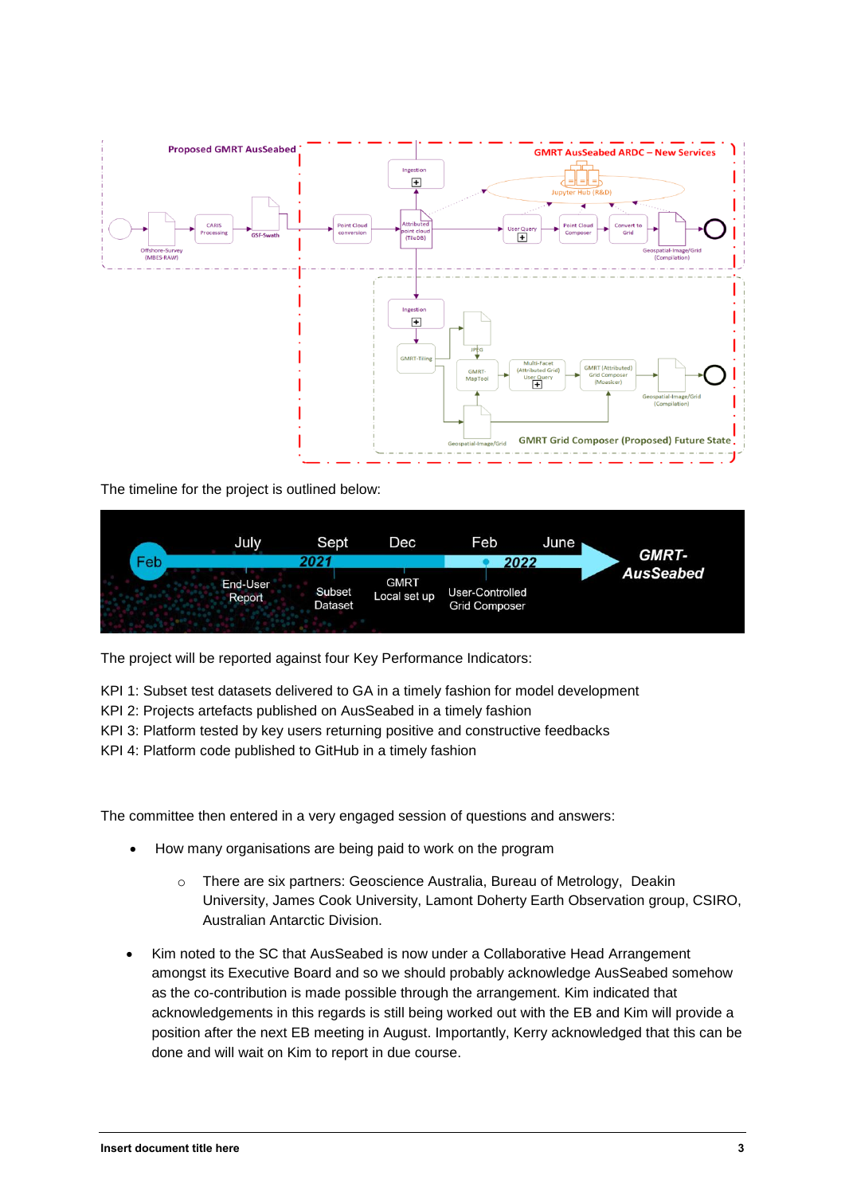The timeline for the project is outlined below:

The project will be reported against four Key Performance Indicators:

KPI 1: Subset test datasets delivered to GA in a timely fashion for model development
KPI 2: Projects artefacts published on AusSeabed in a timely fashion
KPI 3: Platform tested by key users returning positive and constructive feedbacks
KPI 4: Platform code published to GitHub in a timely fashion

The committee then entered in a very engaged session of questions and answers:

- How many organisations are being paid to work on the program
    - There are six partners: Geoscience Australia, Bureau of Metrology, Deakin University, James Cook University, Lamont Doherty Earth Observation group, CSIRO, Australian Antarctic Division.
- Kim noted to the SC that AusSeabed is now under a Collaborative Head Arrangement amongst its Executive Board and so we should probably acknowledge AusSeabed somehow as the co-contribution is made possible through the arrangement. Kim indicated that acknowledgements in this regards is still being worked out with the EB and Kim will provide a position after the next EB meeting in August. Importantly, Kerry acknowledged that this can be done and will wait on Kim to report in due course.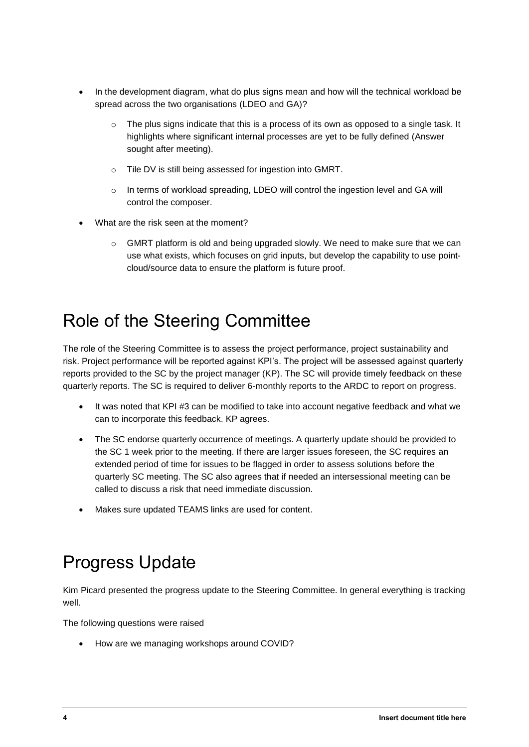- In the development diagram, what do plus signs mean and how will the technical workload be spread across the two organisations (LDEO and GA)?
    - The plus signs indicate that this is a process of its own as opposed to a single task. It highlights where significant internal processes are yet to be fully defined (Answer sought after meeting).
    - Tile DV is still being assessed for ingestion into GMRT.
    - In terms of workload spreading, LDEO will control the ingestion level and GA will control the composer.
- What are the risk seen at the moment?
    - GMRT platform is old and being upgraded slowly. We need to make sure that we can use what exists, which focuses on grid inputs, but develop the capability to use point-cloud/source data to ensure the platform is future proof.

# Role of the Steering Committee

The role of the Steering Committee is to assess the project performance, project sustainability and risk. Project performance will be reported against KPI's. The project will be assessed against quarterly reports provided to the SC by the project manager (KP). The SC will provide timely feedback on these quarterly reports. The SC is required to deliver 6-monthly reports to the ARDC to report on progress.

- It was noted that KPI #3 can be modified to take into account negative feedback and what we can to incorporate this feedback. KP agrees.
- The SC endorse quarterly occurrence of meetings. A quarterly update should be provided to the SC 1 week prior to the meeting. If there are larger issues foreseen, the SC requires an extended period of time for issues to be flagged in order to assess solutions before the quarterly SC meeting. The SC also agrees that if needed an intersessional meeting can be called to discuss a risk that need immediate discussion.
- Makes sure updated TEAMS links are used for content.

# Progress Update

Kim Picard presented the progress update to the Steering Committee. In general everything is tracking well.

The following questions were raised

- How are we managing workshops around COVID?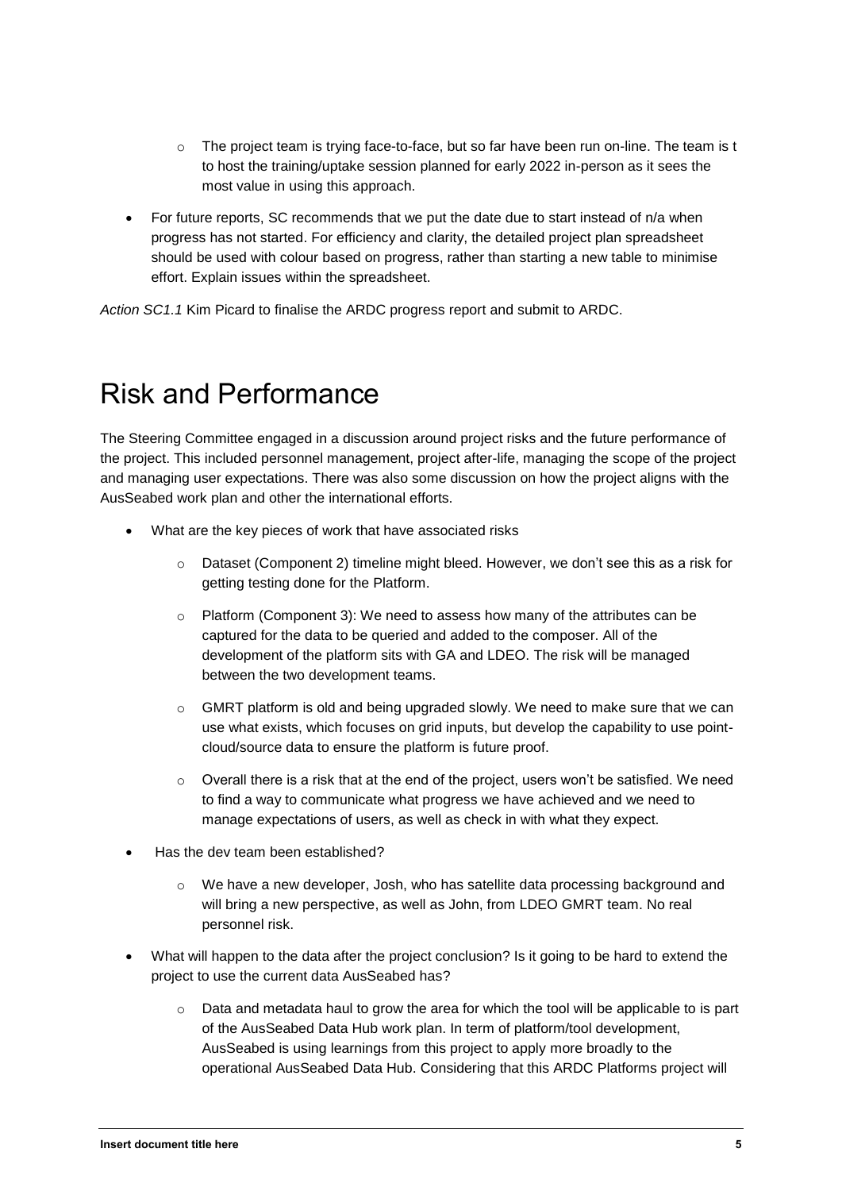- The project team is trying face-to-face, but so far have been run on-line. The team is t to host the training/uptake session planned for early 2022 in-person as it sees the most value in using this approach.

- For future reports, SC recommends that we put the date due to start instead of n/a when progress has not started. For efficiency and clarity, the detailed project plan spreadsheet should be used with colour based on progress, rather than starting a new table to minimise effort. Explain issues within the spreadsheet.

*Action SC1.1* Kim Picard to finalise the ARDC progress report and submit to ARDC.

# Risk and Performance

The Steering Committee engaged in a discussion around project risks and the future performance of the project. This included personnel management, project after-life, managing the scope of the project and managing user expectations. There was also some discussion on how the project aligns with the AusSeabed work plan and other the international efforts.

- What are the key pieces of work that have associated risks
  - Dataset (Component 2) timeline might bleed. However, we don't see this as a risk for getting testing done for the Platform.
  - Platform (Component 3): We need to assess how many of the attributes can be captured for the data to be queried and added to the composer. All of the development of the platform sits with GA and LDEO. The risk will be managed between the two development teams.
  - GMRT platform is old and being upgraded slowly. We need to make sure that we can use what exists, which focuses on grid inputs, but develop the capability to use point-cloud/source data to ensure the platform is future proof.
  - Overall there is a risk that at the end of the project, users won't be satisfied. We need to find a way to communicate what progress we have achieved and we need to manage expectations of users, as well as check in with what they expect.
- Has the dev team been established?
  - We have a new developer, Josh, who has satellite data processing background and will bring a new perspective, as well as John, from LDEO GMRT team. No real personnel risk.
- What will happen to the data after the project conclusion? Is it going to be hard to extend the project to use the current data AusSeabed has?
  - Data and metadata haul to grow the area for which the tool will be applicable to is part of the AusSeabed Data Hub work plan. In term of platform/tool development, AusSeabed is using learnings from this project to apply more broadly to the operational AusSeabed Data Hub. Considering that this ARDC Platforms project will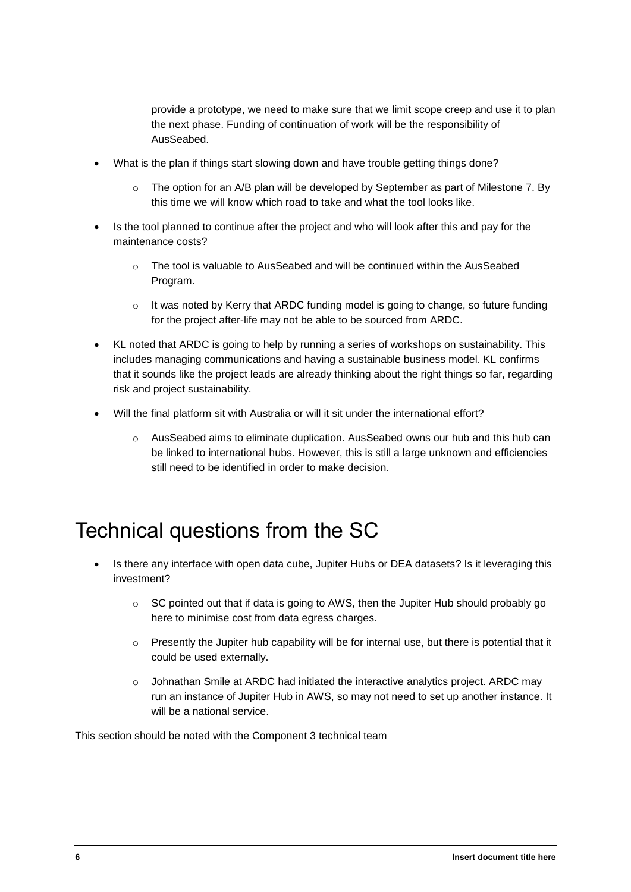provide a prototype, we need to make sure that we limit scope creep and use it to plan the next phase. Funding of continuation of work will be the responsibility of AusSeabed.

- What is the plan if things start slowing down and have trouble getting things done?
    - The option for an A/B plan will be developed by September as part of Milestone 7. By this time we will know which road to take and what the tool looks like.
- Is the tool planned to continue after the project and who will look after this and pay for the maintenance costs?
    - The tool is valuable to AusSeabed and will be continued within the AusSeabed Program.
    - It was noted by Kerry that ARDC funding model is going to change, so future funding for the project after-life may not be able to be sourced from ARDC.
- KL noted that ARDC is going to help by running a series of workshops on sustainability. This includes managing communications and having a sustainable business model. KL confirms that it sounds like the project leads are already thinking about the right things so far, regarding risk and project sustainability.
- Will the final platform sit with Australia or will it sit under the international effort?
    - AusSeabed aims to eliminate duplication. AusSeabed owns our hub and this hub can be linked to international hubs. However, this is still a large unknown and efficiencies still need to be identified in order to make decision.

# Technical questions from the SC

- Is there any interface with open data cube, Jupiter Hubs or DEA datasets? Is it leveraging this investment?
    - SC pointed out that if data is going to AWS, then the Jupiter Hub should probably go here to minimise cost from data egress charges.
    - Presently the Jupiter hub capability will be for internal use, but there is potential that it could be used externally.
    - Johnathan Smile at ARDC had initiated the interactive analytics project. ARDC may run an instance of Jupiter Hub in AWS, so may not need to set up another instance. It will be a national service.

This section should be noted with the Component 3 technical team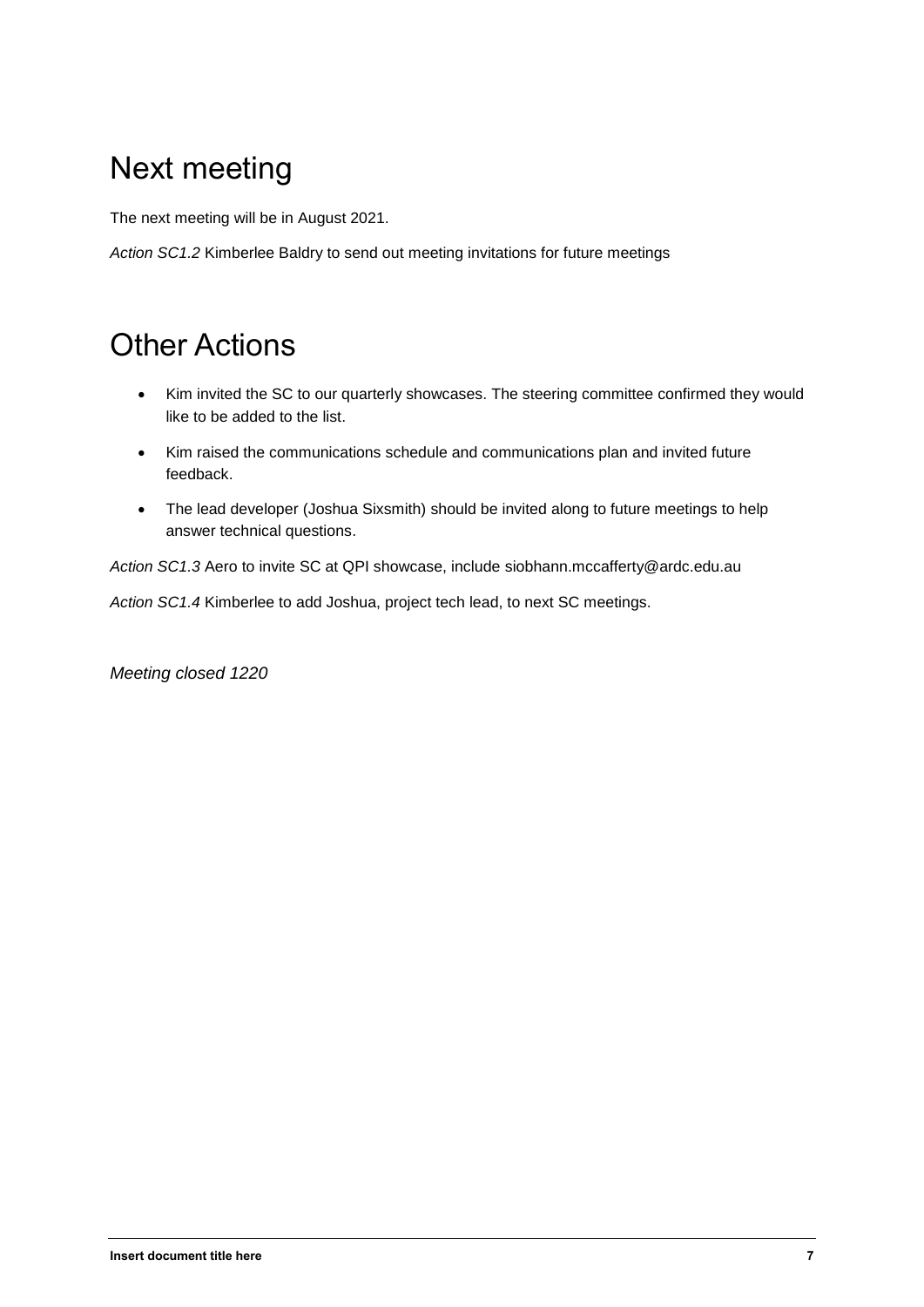# Next meeting

The next meeting will be in August 2021.

*Action SC1.2* Kimberlee Baldry to send out meeting invitations for future meetings

# Other Actions

- Kim invited the SC to our quarterly showcases. The steering committee confirmed they would like to be added to the list.
- Kim raised the communications schedule and communications plan and invited future feedback.
- The lead developer (Joshua Sixsmith) should be invited along to future meetings to help answer technical questions.

*Action SC1.3* Aero to invite SC at QPI showcase, include siobhann.mccafferty@ardc.edu.au

*Action SC1.4* Kimberlee to add Joshua, project tech lead, to next SC meetings.

*Meeting closed 1220*